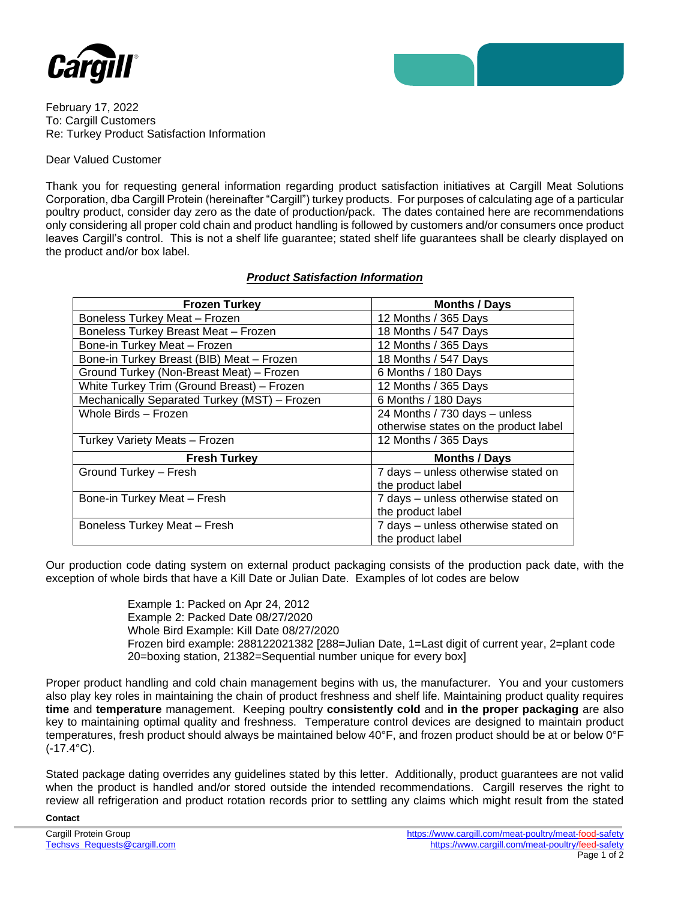February 17, 2022
To: Cargill Customers
Re: Turkey Product Satisfaction Information

Dear Valued Customer

Thank you for requesting general information regarding product satisfaction initiatives at Cargill Meat Solutions Corporation, dba Cargill Protein (hereinafter "Cargill") turkey products. For purposes of calculating age of a particular poultry product, consider day zero as the date of production/pack. The dates contained here are recommendations only considering all proper cold chain and product handling is followed by customers and/or consumers once product leaves Cargill's control. This is not a shelf life guarantee; stated shelf life guarantees shall be clearly displayed on the product and/or box label.

***Product Satisfaction Information***

| Frozen Turkey | Months / Days |
|---|---|
| Boneless Turkey Meat – Frozen | 12 Months / 365 Days |
| Boneless Turkey Breast Meat – Frozen | 18 Months / 547 Days |
| Bone-in Turkey Meat – Frozen | 12 Months / 365 Days |
| Bone-in Turkey Breast (BIB) Meat – Frozen | 18 Months / 547 Days |
| Ground Turkey (Non-Breast Meat) – Frozen | 6 Months / 180 Days |
| White Turkey Trim (Ground Breast) – Frozen | 12 Months / 365 Days |
| Mechanically Separated Turkey (MST) – Frozen | 6 Months / 180 Days |
| Whole Birds – Frozen | 24 Months / 730 days – unless otherwise states on the product label |
| Turkey Variety Meats – Frozen | 12 Months / 365 Days |
| **Fresh Turkey** | **Months / Days** |
| Ground Turkey – Fresh | 7 days – unless otherwise stated on the product label |
| Bone-in Turkey Meat – Fresh | 7 days – unless otherwise stated on the product label |
| Boneless Turkey Meat – Fresh | 7 days – unless otherwise stated on the product label |

Our production code dating system on external product packaging consists of the production pack date, with the exception of whole birds that have a Kill Date or Julian Date. Examples of lot codes are below

> Example 1: Packed on Apr 24, 2012
> Example 2: Packed Date 08/27/2020
> Whole Bird Example: Kill Date 08/27/2020
> Frozen bird example: 288122021382 [288=Julian Date, 1=Last digit of current year, 2=plant code 20=boxing station, 21382=Sequential number unique for every box]

Proper product handling and cold chain management begins with us, the manufacturer. You and your customers also play key roles in maintaining the chain of product freshness and shelf life. Maintaining product quality requires **time** and **temperature** management. Keeping poultry **consistently cold** and **in the proper packaging** are also key to maintaining optimal quality and freshness. Temperature control devices are designed to maintain product temperatures, fresh product should always be maintained below 40°F, and frozen product should be at or below 0°F (-17.4°C).

Stated package dating overrides any guidelines stated by this letter. Additionally, product guarantees are not valid when the product is handled and/or stored outside the intended recommendations. Cargill reserves the right to review all refrigeration and product rotation records prior to settling any claims which might result from the stated

**Contact**

Cargill Protein Group
Techsvs_Requests@cargill.com

https://www.cargill.com/meat-poultry/meat-food-safety
https://www.cargill.com/meat-poultry/feed-safety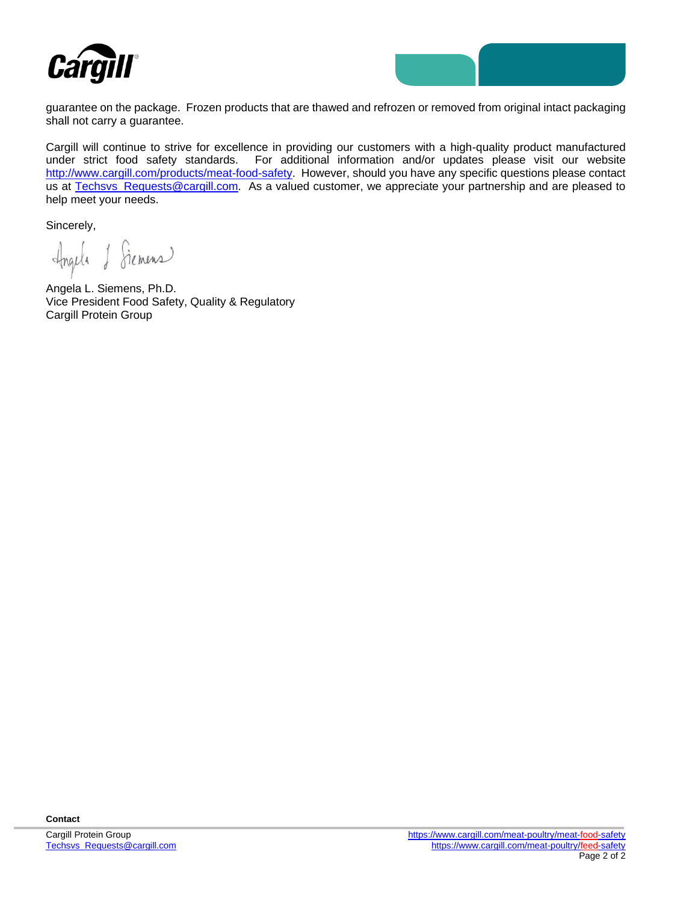guarantee on the package. Frozen products that are thawed and refrozen or removed from original intact packaging shall not carry a guarantee.

Cargill will continue to strive for excellence in providing our customers with a high-quality product manufactured under strict food safety standards. For additional information and/or updates please visit our website http://www.cargill.com/products/meat-food-safety. However, should you have any specific questions please contact us at Techsvs_Requests@cargill.com. As a valued customer, we appreciate your partnership and are pleased to help meet your needs.

Sincerely,

Angela L. Siemens, Ph.D.
Vice President Food Safety, Quality & Regulatory
Cargill Protein Group

**Contact**

Cargill Protein Group
Techsvs_Requests@cargill.com

https://www.cargill.com/meat-poultry/meat-food-safety
https://www.cargill.com/meat-poultry/feed-safety